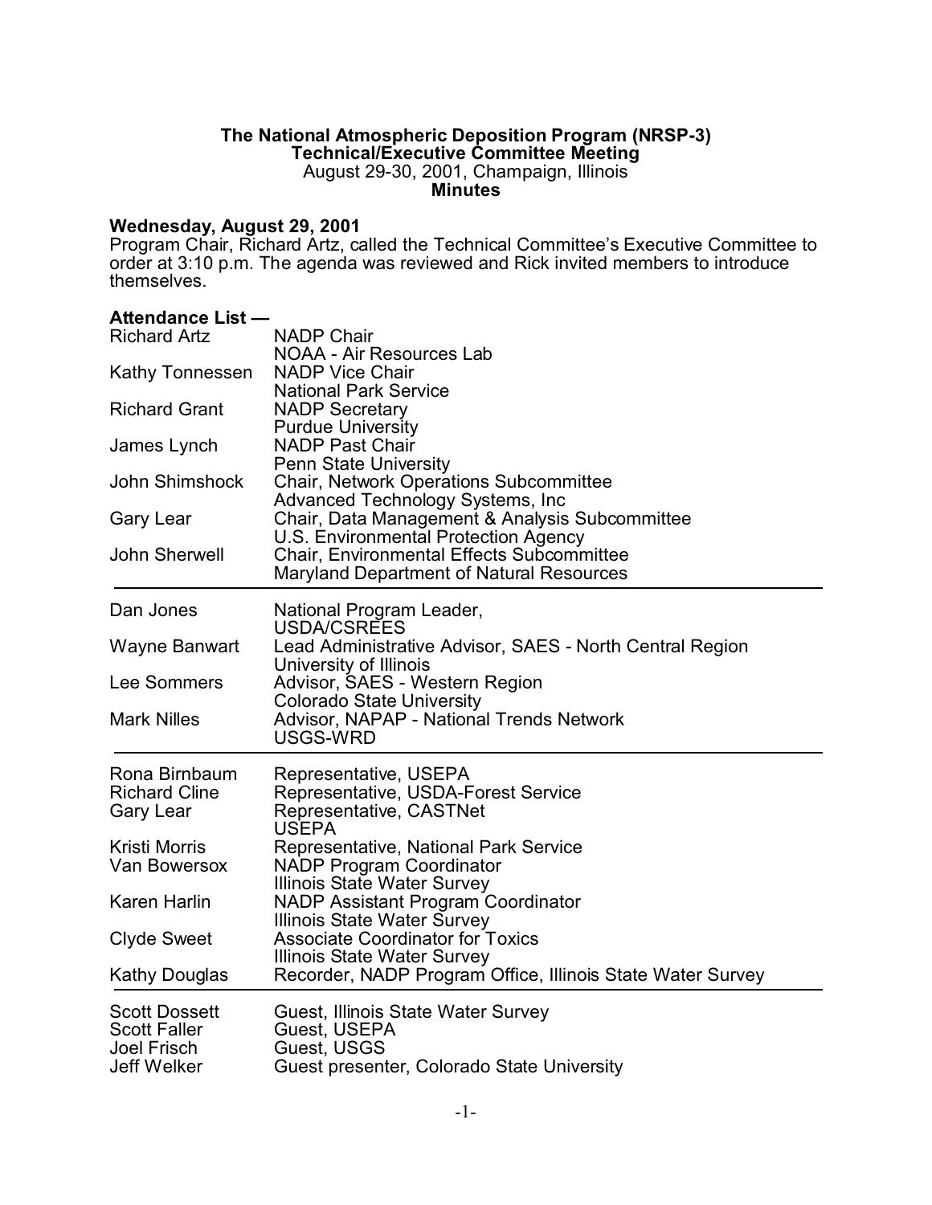**The National Atmospheric Deposition Program (NRSP-3)**
**Technical/Executive Committee Meeting**
August 29-30, 2001, Champaign, Illinois
**Minutes**

**Wednesday, August 29, 2001**
Program Chair, Richard Artz, called the Technical Committee's Executive Committee to order at 3:10 p.m. The agenda was reviewed and Rick invited members to introduce themselves.

**Attendance List —**

| | |
|---|---|
| Richard Artz | NADP Chair<br>NOAA - Air Resources Lab |
| Kathy Tonnessen | NADP Vice Chair<br>National Park Service |
| Richard Grant | NADP Secretary<br>Purdue University |
| James Lynch | NADP Past Chair<br>Penn State University |
| John Shimshock | Chair, Network Operations Subcommittee<br>Advanced Technology Systems, Inc |
| Gary Lear | Chair, Data Management & Analysis Subcommittee<br>U.S. Environmental Protection Agency |
| John Sherwell | Chair, Environmental Effects Subcommittee<br>Maryland Department of Natural Resources |

---

| | |
|---|---|
| Dan Jones | National Program Leader,<br>USDA/CSREES |
| Wayne Banwart | Lead Administrative Advisor, SAES - North Central Region<br>University of Illinois |
| Lee Sommers | Advisor, SAES - Western Region<br>Colorado State University |
| Mark Nilles | Advisor, NAPAP - National Trends Network<br>USGS-WRD |

---

| | |
|---|---|
| Rona Birnbaum | Representative, USEPA |
| Richard Cline | Representative, USDA-Forest Service |
| Gary Lear | Representative, CASTNet<br>USEPA |
| Kristi Morris | Representative, National Park Service |
| Van Bowersox | NADP Program Coordinator<br>Illinois State Water Survey |
| Karen Harlin | NADP Assistant Program Coordinator<br>Illinois State Water Survey |
| Clyde Sweet | Associate Coordinator for Toxics<br>Illinois State Water Survey |
| Kathy Douglas | Recorder, NADP Program Office, Illinois State Water Survey |

---

| | |
|---|---|
| Scott Dossett | Guest, Illinois State Water Survey |
| Scott Faller | Guest, USEPA |
| Joel Frisch | Guest, USGS |
| Jeff Welker | Guest presenter, Colorado State University |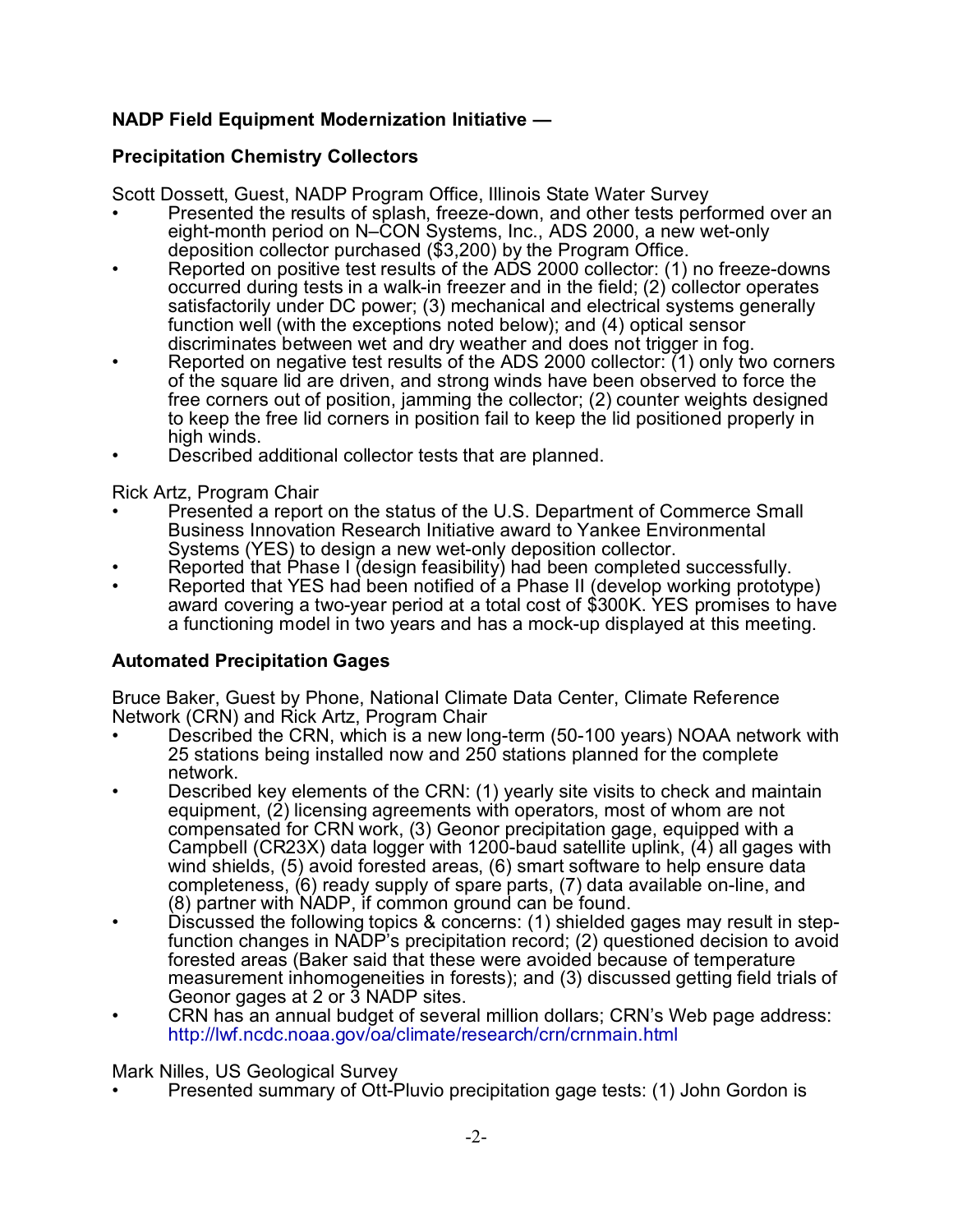**NADP Field Equipment Modernization Initiative —**

**Precipitation Chemistry Collectors**

Scott Dossett, Guest, NADP Program Office, Illinois State Water Survey

- Presented the results of splash, freeze-down, and other tests performed over an eight-month period on N–CON Systems, Inc., ADS 2000, a new wet-only deposition collector purchased ($3,200) by the Program Office.
- Reported on positive test results of the ADS 2000 collector: (1) no freeze-downs occurred during tests in a walk-in freezer and in the field; (2) collector operates satisfactorily under DC power; (3) mechanical and electrical systems generally function well (with the exceptions noted below); and (4) optical sensor discriminates between wet and dry weather and does not trigger in fog.
- Reported on negative test results of the ADS 2000 collector: (1) only two corners of the square lid are driven, and strong winds have been observed to force the free corners out of position, jamming the collector; (2) counter weights designed to keep the free lid corners in position fail to keep the lid positioned properly in high winds.
- Described additional collector tests that are planned.

Rick Artz, Program Chair

- Presented a report on the status of the U.S. Department of Commerce Small Business Innovation Research Initiative award to Yankee Environmental Systems (YES) to design a new wet-only deposition collector.
- Reported that Phase I (design feasibility) had been completed successfully.
- Reported that YES had been notified of a Phase II (develop working prototype) award covering a two-year period at a total cost of $300K. YES promises to have a functioning model in two years and has a mock-up displayed at this meeting.

**Automated Precipitation Gages**

Bruce Baker, Guest by Phone, National Climate Data Center, Climate Reference Network (CRN) and Rick Artz, Program Chair

- Described the CRN, which is a new long-term (50-100 years) NOAA network with 25 stations being installed now and 250 stations planned for the complete network.
- Described key elements of the CRN: (1) yearly site visits to check and maintain equipment, (2) licensing agreements with operators, most of whom are not compensated for CRN work, (3) Geonor precipitation gage, equipped with a Campbell (CR23X) data logger with 1200-baud satellite uplink, (4) all gages with wind shields, (5) avoid forested areas, (6) smart software to help ensure data completeness, (6) ready supply of spare parts, (7) data available on-line, and (8) partner with NADP, if common ground can be found.
- Discussed the following topics & concerns: (1) shielded gages may result in step-function changes in NADP's precipitation record; (2) questioned decision to avoid forested areas (Baker said that these were avoided because of temperature measurement inhomogeneities in forests); and (3) discussed getting field trials of Geonor gages at 2 or 3 NADP sites.
- CRN has an annual budget of several million dollars; CRN's Web page address: http://lwf.ncdc.noaa.gov/oa/climate/research/crn/crnmain.html

Mark Nilles, US Geological Survey

- Presented summary of Ott-Pluvio precipitation gage tests: (1) John Gordon is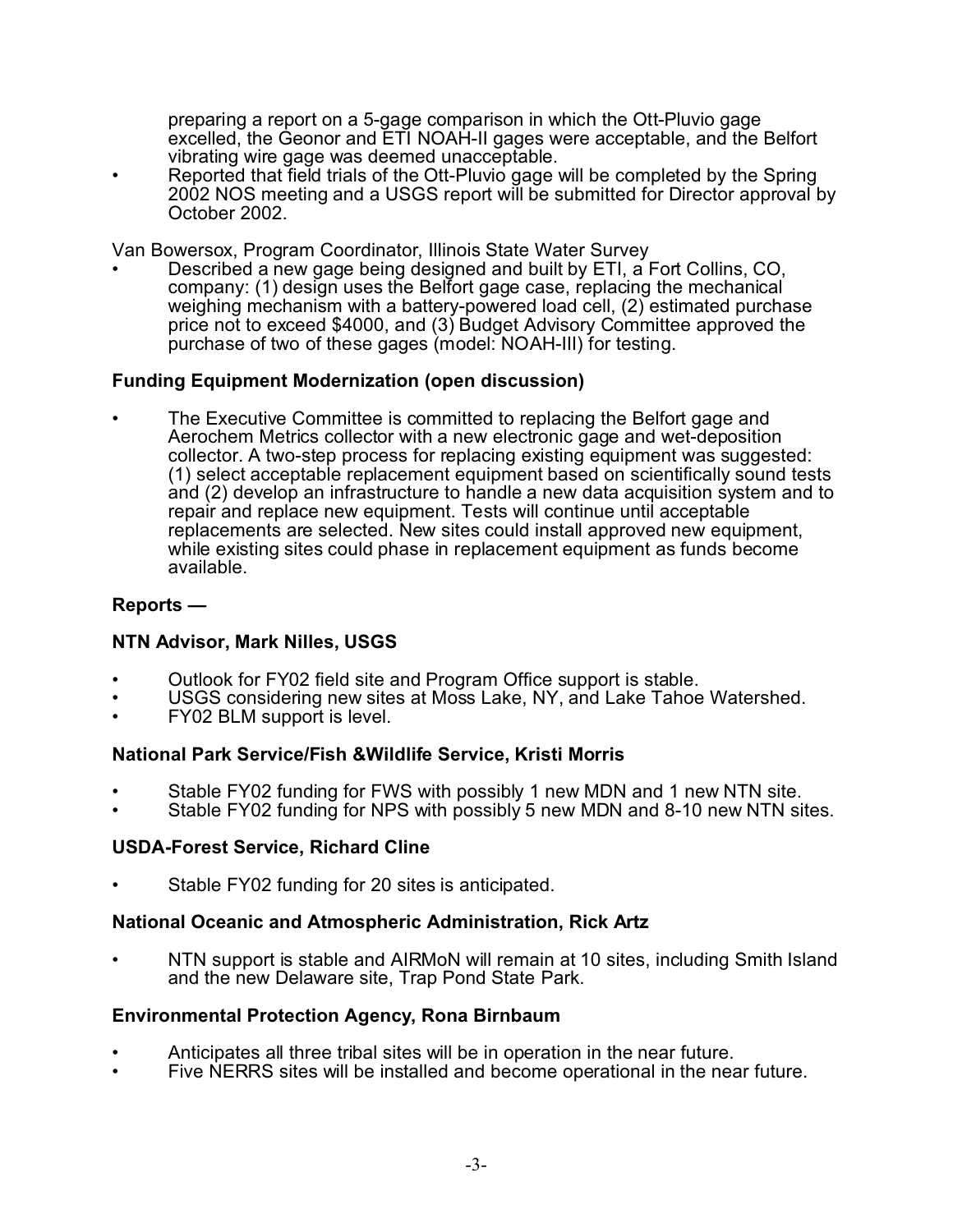preparing a report on a 5-gage comparison in which the Ott-Pluvio gage excelled, the Geonor and ETI NOAH-II gages were acceptable, and the Belfort vibrating wire gage was deemed unacceptable.

- Reported that field trials of the Ott-Pluvio gage will be completed by the Spring 2002 NOS meeting and a USGS report will be submitted for Director approval by October 2002.

Van Bowersox, Program Coordinator, Illinois State Water Survey

- Described a new gage being designed and built by ETI, a Fort Collins, CO, company: (1) design uses the Belfort gage case, replacing the mechanical weighing mechanism with a battery-powered load cell, (2) estimated purchase price not to exceed $4000, and (3) Budget Advisory Committee approved the purchase of two of these gages (model: NOAH-III) for testing.

**Funding Equipment Modernization (open discussion)**

- The Executive Committee is committed to replacing the Belfort gage and Aerochem Metrics collector with a new electronic gage and wet-deposition collector. A two-step process for replacing existing equipment was suggested: (1) select acceptable replacement equipment based on scientifically sound tests and (2) develop an infrastructure to handle a new data acquisition system and to repair and replace new equipment. Tests will continue until acceptable replacements are selected. New sites could install approved new equipment, while existing sites could phase in replacement equipment as funds become available.

**Reports —**

**NTN Advisor, Mark Nilles, USGS**

- Outlook for FY02 field site and Program Office support is stable.
- USGS considering new sites at Moss Lake, NY, and Lake Tahoe Watershed.
- FY02 BLM support is level.

**National Park Service/Fish &Wildlife Service, Kristi Morris**

- Stable FY02 funding for FWS with possibly 1 new MDN and 1 new NTN site.
- Stable FY02 funding for NPS with possibly 5 new MDN and 8-10 new NTN sites.

**USDA-Forest Service, Richard Cline**

- Stable FY02 funding for 20 sites is anticipated.

**National Oceanic and Atmospheric Administration, Rick Artz**

- NTN support is stable and AIRMoN will remain at 10 sites, including Smith Island and the new Delaware site, Trap Pond State Park.

**Environmental Protection Agency, Rona Birnbaum**

- Anticipates all three tribal sites will be in operation in the near future.
- Five NERRS sites will be installed and become operational in the near future.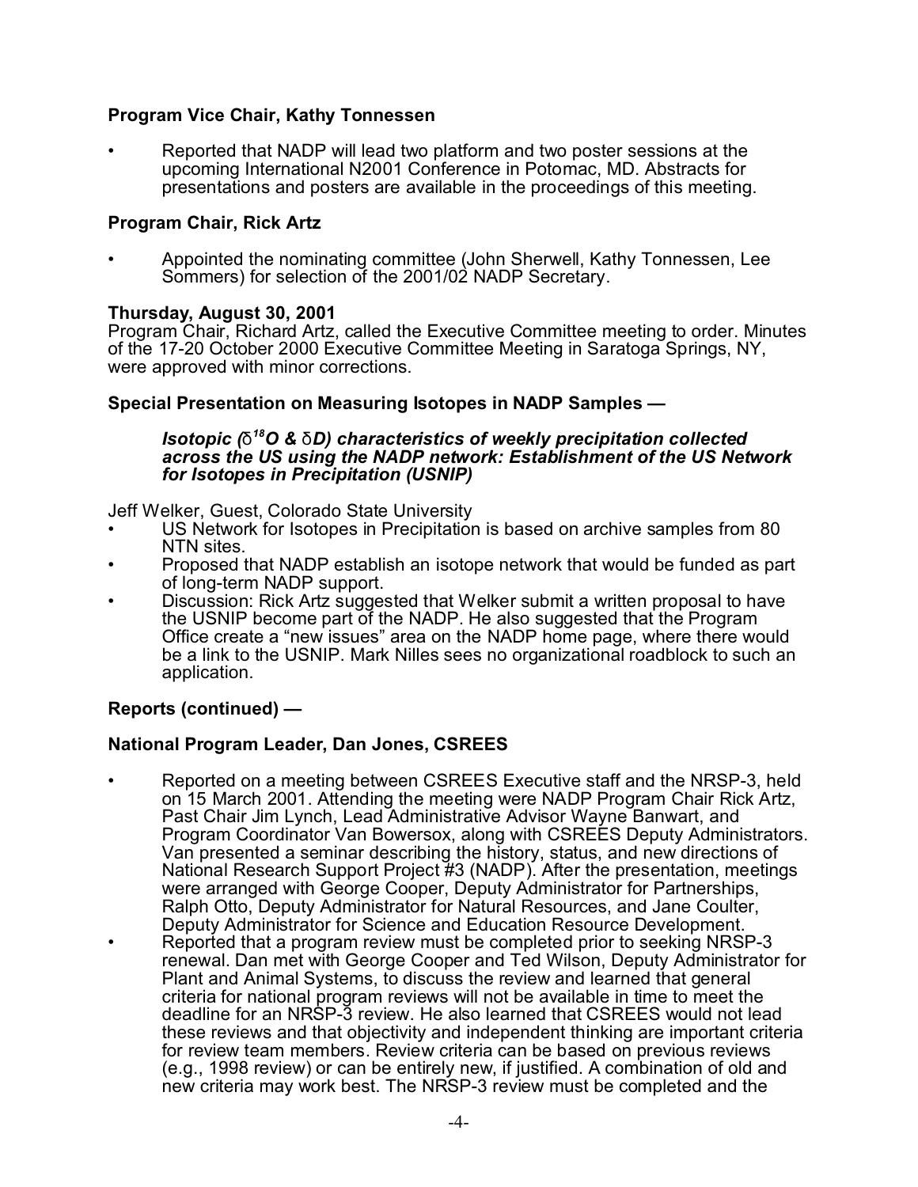**Program Vice Chair, Kathy Tonnessen**

- Reported that NADP will lead two platform and two poster sessions at the upcoming International N2001 Conference in Potomac, MD. Abstracts for presentations and posters are available in the proceedings of this meeting.

**Program Chair, Rick Artz**

- Appointed the nominating committee (John Sherwell, Kathy Tonnessen, Lee Sommers) for selection of the 2001/02 NADP Secretary.

**Thursday, August 30, 2001**

Program Chair, Richard Artz, called the Executive Committee meeting to order. Minutes of the 17-20 October 2000 Executive Committee Meeting in Saratoga Springs, NY, were approved with minor corrections.

**Special Presentation on Measuring Isotopes in NADP Samples —**

***Isotopic ($\delta^{18}O$ & $\delta D$) characteristics of weekly precipitation collected across the US using the NADP network: Establishment of the US Network for Isotopes in Precipitation (USNIP)***

Jeff Welker, Guest, Colorado State University

- US Network for Isotopes in Precipitation is based on archive samples from 80 NTN sites.
- Proposed that NADP establish an isotope network that would be funded as part of long-term NADP support.
- Discussion: Rick Artz suggested that Welker submit a written proposal to have the USNIP become part of the NADP. He also suggested that the Program Office create a "new issues" area on the NADP home page, where there would be a link to the USNIP. Mark Nilles sees no organizational roadblock to such an application.

**Reports (continued) —**

**National Program Leader, Dan Jones, CSREES**

- Reported on a meeting between CSREES Executive staff and the NRSP-3, held on 15 March 2001. Attending the meeting were NADP Program Chair Rick Artz, Past Chair Jim Lynch, Lead Administrative Advisor Wayne Banwart, and Program Coordinator Van Bowersox, along with CSREES Deputy Administrators. Van presented a seminar describing the history, status, and new directions of National Research Support Project #3 (NADP). After the presentation, meetings were arranged with George Cooper, Deputy Administrator for Partnerships, Ralph Otto, Deputy Administrator for Natural Resources, and Jane Coulter, Deputy Administrator for Science and Education Resource Development.
- Reported that a program review must be completed prior to seeking NRSP-3 renewal. Dan met with George Cooper and Ted Wilson, Deputy Administrator for Plant and Animal Systems, to discuss the review and learned that general criteria for national program reviews will not be available in time to meet the deadline for an NRSP-3 review. He also learned that CSREES would not lead these reviews and that objectivity and independent thinking are important criteria for review team members. Review criteria can be based on previous reviews (e.g., 1998 review) or can be entirely new, if justified. A combination of old and new criteria may work best. The NRSP-3 review must be completed and the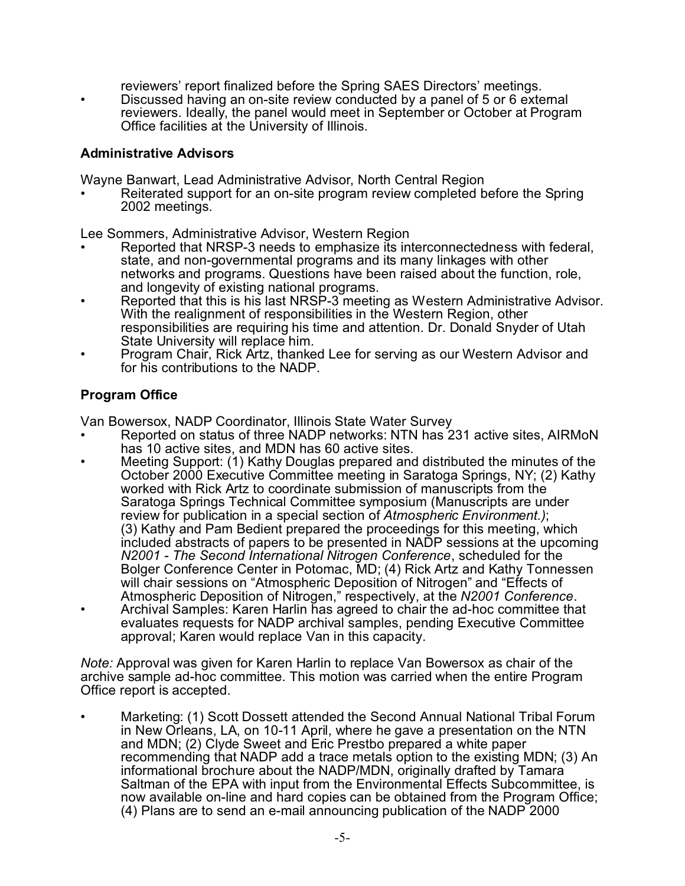reviewers' report finalized before the Spring SAES Directors' meetings.

- Discussed having an on-site review conducted by a panel of 5 or 6 external reviewers. Ideally, the panel would meet in September or October at Program Office facilities at the University of Illinois.

### Administrative Advisors

Wayne Banwart, Lead Administrative Advisor, North Central Region

- Reiterated support for an on-site program review completed before the Spring 2002 meetings.

Lee Sommers, Administrative Advisor, Western Region

- Reported that NRSP-3 needs to emphasize its interconnectedness with federal, state, and non-governmental programs and its many linkages with other networks and programs. Questions have been raised about the function, role, and longevity of existing national programs.
- Reported that this is his last NRSP-3 meeting as Western Administrative Advisor. With the realignment of responsibilities in the Western Region, other responsibilities are requiring his time and attention. Dr. Donald Snyder of Utah State University will replace him.
- Program Chair, Rick Artz, thanked Lee for serving as our Western Advisor and for his contributions to the NADP.

### Program Office

Van Bowersox, NADP Coordinator, Illinois State Water Survey

- Reported on status of three NADP networks: NTN has 231 active sites, AIRMoN has 10 active sites, and MDN has 60 active sites.
- Meeting Support: (1) Kathy Douglas prepared and distributed the minutes of the October 2000 Executive Committee meeting in Saratoga Springs, NY; (2) Kathy worked with Rick Artz to coordinate submission of manuscripts from the Saratoga Springs Technical Committee symposium (Manuscripts are under review for publication in a special section of *Atmospheric Environment.)*; (3) Kathy and Pam Bedient prepared the proceedings for this meeting, which included abstracts of papers to be presented in NADP sessions at the upcoming *N2001 - The Second International Nitrogen Conference*, scheduled for the Bolger Conference Center in Potomac, MD; (4) Rick Artz and Kathy Tonnessen will chair sessions on "Atmospheric Deposition of Nitrogen" and "Effects of Atmospheric Deposition of Nitrogen," respectively, at the *N2001 Conference*.
- Archival Samples: Karen Harlin has agreed to chair the ad-hoc committee that evaluates requests for NADP archival samples, pending Executive Committee approval; Karen would replace Van in this capacity.

*Note:* Approval was given for Karen Harlin to replace Van Bowersox as chair of the archive sample ad-hoc committee. This motion was carried when the entire Program Office report is accepted.

- Marketing: (1) Scott Dossett attended the Second Annual National Tribal Forum in New Orleans, LA, on 10-11 April, where he gave a presentation on the NTN and MDN; (2) Clyde Sweet and Eric Prestbo prepared a white paper recommending that NADP add a trace metals option to the existing MDN; (3) An informational brochure about the NADP/MDN, originally drafted by Tamara Saltman of the EPA with input from the Environmental Effects Subcommittee, is now available on-line and hard copies can be obtained from the Program Office; (4) Plans are to send an e-mail announcing publication of the NADP 2000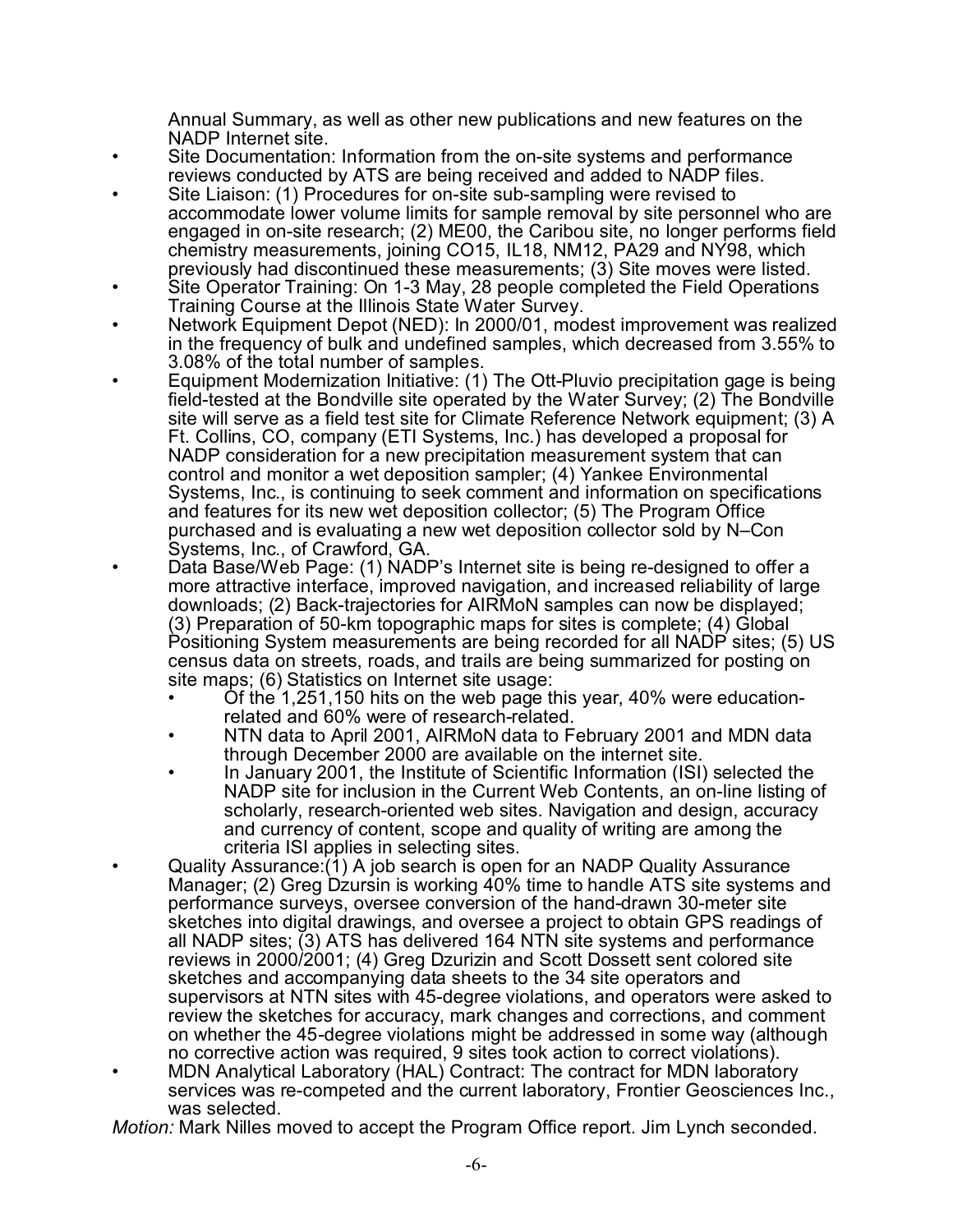Annual Summary, as well as other new publications and new features on the NADP Internet site.

- Site Documentation: Information from the on-site systems and performance reviews conducted by ATS are being received and added to NADP files.
- Site Liaison: (1) Procedures for on-site sub-sampling were revised to accommodate lower volume limits for sample removal by site personnel who are engaged in on-site research; (2) ME00, the Caribou site, no longer performs field chemistry measurements, joining CO15, IL18, NM12, PA29 and NY98, which previously had discontinued these measurements; (3) Site moves were listed.
- Site Operator Training: On 1-3 May, 28 people completed the Field Operations Training Course at the Illinois State Water Survey.
- Network Equipment Depot (NED): In 2000/01, modest improvement was realized in the frequency of bulk and undefined samples, which decreased from 3.55% to 3.08% of the total number of samples.
- Equipment Modernization Initiative: (1) The Ott-Pluvio precipitation gage is being field-tested at the Bondville site operated by the Water Survey; (2) The Bondville site will serve as a field test site for Climate Reference Network equipment; (3) A Ft. Collins, CO, company (ETI Systems, Inc.) has developed a proposal for NADP consideration for a new precipitation measurement system that can control and monitor a wet deposition sampler; (4) Yankee Environmental Systems, Inc., is continuing to seek comment and information on specifications and features for its new wet deposition collector; (5) The Program Office purchased and is evaluating a new wet deposition collector sold by N–Con Systems, Inc., of Crawford, GA.
- Data Base/Web Page: (1) NADP's Internet site is being re-designed to offer a more attractive interface, improved navigation, and increased reliability of large downloads; (2) Back-trajectories for AIRMoN samples can now be displayed; (3) Preparation of 50-km topographic maps for sites is complete; (4) Global Positioning System measurements are being recorded for all NADP sites; (5) US census data on streets, roads, and trails are being summarized for posting on site maps; (6) Statistics on Internet site usage:
  - Of the 1,251,150 hits on the web page this year, 40% were education-related and 60% were of research-related.
  - NTN data to April 2001, AIRMoN data to February 2001 and MDN data through December 2000 are available on the internet site.
  - In January 2001, the Institute of Scientific Information (ISI) selected the NADP site for inclusion in the Current Web Contents, an on-line listing of scholarly, research-oriented web sites. Navigation and design, accuracy and currency of content, scope and quality of writing are among the criteria ISI applies in selecting sites.
- Quality Assurance:(1) A job search is open for an NADP Quality Assurance Manager; (2) Greg Dzursin is working 40% time to handle ATS site systems and performance surveys, oversee conversion of the hand-drawn 30-meter site sketches into digital drawings, and oversee a project to obtain GPS readings of all NADP sites; (3) ATS has delivered 164 NTN site systems and performance reviews in 2000/2001; (4) Greg Dzurizin and Scott Dossett sent colored site sketches and accompanying data sheets to the 34 site operators and supervisors at NTN sites with 45-degree violations, and operators were asked to review the sketches for accuracy, mark changes and corrections, and comment on whether the 45-degree violations might be addressed in some way (although no corrective action was required, 9 sites took action to correct violations).
- MDN Analytical Laboratory (HAL) Contract: The contract for MDN laboratory services was re-competed and the current laboratory, Frontier Geosciences Inc., was selected.

*Motion:* Mark Nilles moved to accept the Program Office report. Jim Lynch seconded.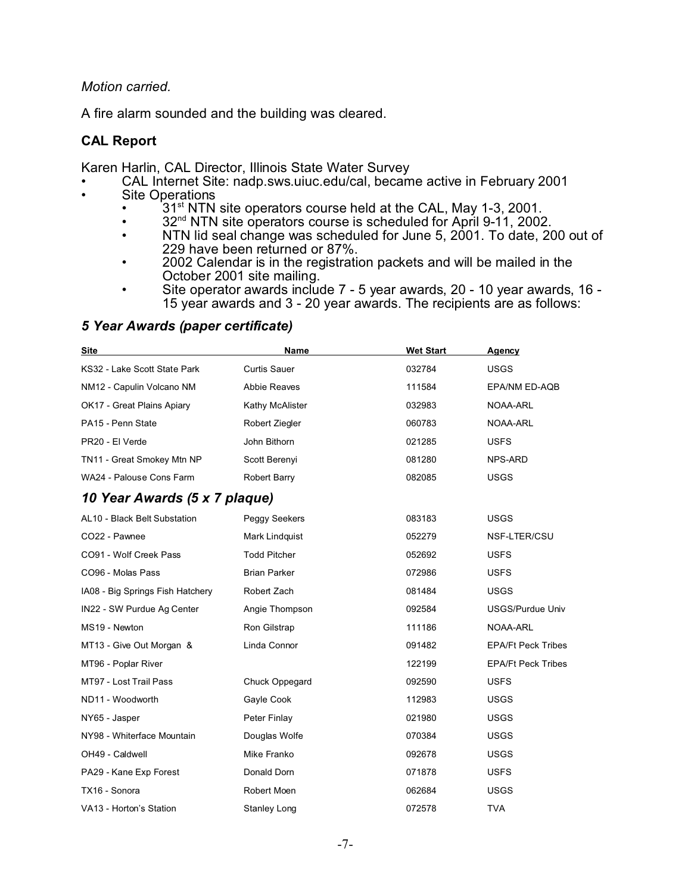*Motion carried.*

A fire alarm sounded and the building was cleared.

**CAL Report**

Karen Harlin, CAL Director, Illinois State Water Survey

- CAL Internet Site: nadp.sws.uiuc.edu/cal, became active in February 2001
- Site Operations
  - 31st NTN site operators course held at the CAL, May 1-3, 2001.
  - 32nd NTN site operators course is scheduled for April 9-11, 2002.
  - NTN lid seal change was scheduled for June 5, 2001. To date, 200 out of 229 have been returned or 87%.
  - 2002 Calendar is in the registration packets and will be mailed in the October 2001 site mailing.
  - Site operator awards include 7 - 5 year awards, 20 - 10 year awards, 16 - 15 year awards and 3 - 20 year awards. The recipients are as follows:

### *5 Year Awards (paper certificate)*

| Site | Name | Wet Start | Agency |
|---|---|---|---|
| KS32 - Lake Scott State Park | Curtis Sauer | 032784 | USGS |
| NM12 - Capulin Volcano NM | Abbie Reaves | 111584 | EPA/NM ED-AQB |
| OK17 - Great Plains Apiary | Kathy McAlister | 032983 | NOAA-ARL |
| PA15 - Penn State | Robert Ziegler | 060783 | NOAA-ARL |
| PR20 - El Verde | John Bithorn | 021285 | USFS |
| TN11 - Great Smokey Mtn NP | Scott Berenyi | 081280 | NPS-ARD |
| WA24 - Palouse Cons Farm | Robert Barry | 082085 | USGS |

### *10 Year Awards (5 x 7 plaque)*

| Site | Name | Wet Start | Agency |
|---|---|---|---|
| AL10 - Black Belt Substation | Peggy Seekers | 083183 | USGS |
| CO22 - Pawnee | Mark Lindquist | 052279 | NSF-LTER/CSU |
| CO91 - Wolf Creek Pass | Todd Pitcher | 052692 | USFS |
| CO96 - Molas Pass | Brian Parker | 072986 | USFS |
| IA08 - Big Springs Fish Hatchery | Robert Zach | 081484 | USGS |
| IN22 - SW Purdue Ag Center | Angie Thompson | 092584 | USGS/Purdue Univ |
| MS19 - Newton | Ron Gilstrap | 111186 | NOAA-ARL |
| MT13 - Give Out Morgan & | Linda Connor | 091482 | EPA/Ft Peck Tribes |
| MT96 - Poplar River | | 122199 | EPA/Ft Peck Tribes |
| MT97 - Lost Trail Pass | Chuck Oppegard | 092590 | USFS |
| ND11 - Woodworth | Gayle Cook | 112983 | USGS |
| NY65 - Jasper | Peter Finlay | 021980 | USGS |
| NY98 - Whiterface Mountain | Douglas Wolfe | 070384 | USGS |
| OH49 - Caldwell | Mike Franko | 092678 | USGS |
| PA29 - Kane Exp Forest | Donald Dorn | 071878 | USFS |
| TX16 - Sonora | Robert Moen | 062684 | USGS |
| VA13 - Horton's Station | Stanley Long | 072578 | TVA |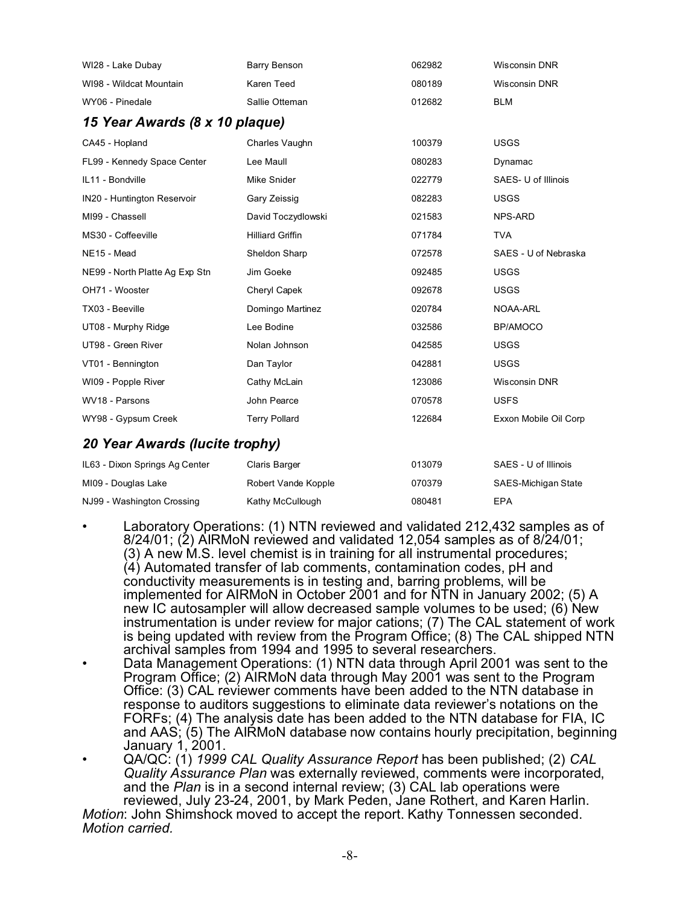| | | | |
|---|---|---|---|
| WI28 - Lake Dubay | Barry Benson | 062982 | Wisconsin DNR |
| WI98 - Wildcat Mountain | Karen Teed | 080189 | Wisconsin DNR |
| WY06 - Pinedale | Sallie Otteman | 012682 | BLM |

### *15 Year Awards (8 x 10 plaque)*

| | | | |
|---|---|---|---|
| CA45 - Hopland | Charles Vaughn | 100379 | USGS |
| FL99 - Kennedy Space Center | Lee Maull | 080283 | Dynamac |
| IL11 - Bondville | Mike Snider | 022779 | SAES- U of Illinois |
| IN20 - Huntington Reservoir | Gary Zeissig | 082283 | USGS |
| MI99 - Chassell | David Toczydlowski | 021583 | NPS-ARD |
| MS30 - Coffeeville | Hilliard Griffin | 071784 | TVA |
| NE15 - Mead | Sheldon Sharp | 072578 | SAES - U of Nebraska |
| NE99 - North Platte Ag Exp Stn | Jim Goeke | 092485 | USGS |
| OH71 - Wooster | Cheryl Capek | 092678 | USGS |
| TX03 - Beeville | Domingo Martinez | 020784 | NOAA-ARL |
| UT08 - Murphy Ridge | Lee Bodine | 032586 | BP/AMOCO |
| UT98 - Green River | Nolan Johnson | 042585 | USGS |
| VT01 - Bennington | Dan Taylor | 042881 | USGS |
| WI09 - Popple River | Cathy McLain | 123086 | Wisconsin DNR |
| WV18 - Parsons | John Pearce | 070578 | USFS |
| WY98 - Gypsum Creek | Terry Pollard | 122684 | Exxon Mobile Oil Corp |

### *20 Year Awards (lucite trophy)*

| | | | |
|---|---|---|---|
| IL63 - Dixon Springs Ag Center | Claris Barger | 013079 | SAES - U of Illinois |
| MI09 - Douglas Lake | Robert Vande Kopple | 070379 | SAES-Michigan State |
| NJ99 - Washington Crossing | Kathy McCullough | 080481 | EPA |

- Laboratory Operations: (1) NTN reviewed and validated 212,432 samples as of 8/24/01; (2) AIRMoN reviewed and validated 12,054 samples as of 8/24/01; (3) A new M.S. level chemist is in training for all instrumental procedures; (4) Automated transfer of lab comments, contamination codes, pH and conductivity measurements is in testing and, barring problems, will be implemented for AIRMoN in October 2001 and for NTN in January 2002; (5) A new IC autosampler will allow decreased sample volumes to be used; (6) New instrumentation is under review for major cations; (7) The CAL statement of work is being updated with review from the Program Office; (8) The CAL shipped NTN archival samples from 1994 and 1995 to several researchers.
- Data Management Operations: (1) NTN data through April 2001 was sent to the Program Office; (2) AIRMoN data through May 2001 was sent to the Program Office: (3) CAL reviewer comments have been added to the NTN database in response to auditors suggestions to eliminate data reviewer's notations on the FORFs; (4) The analysis date has been added to the NTN database for FIA, IC and AAS; (5) The AIRMoN database now contains hourly precipitation, beginning January 1, 2001.
- QA/QC: (1) *1999 CAL Quality Assurance Report* has been published; (2) *CAL Quality Assurance Plan* was externally reviewed, comments were incorporated, and the *Plan* is in a second internal review; (3) CAL lab operations were reviewed, July 23-24, 2001, by Mark Peden, Jane Rothert, and Karen Harlin.

*Motion*: John Shimshock moved to accept the report. Kathy Tonnessen seconded. *Motion carried.*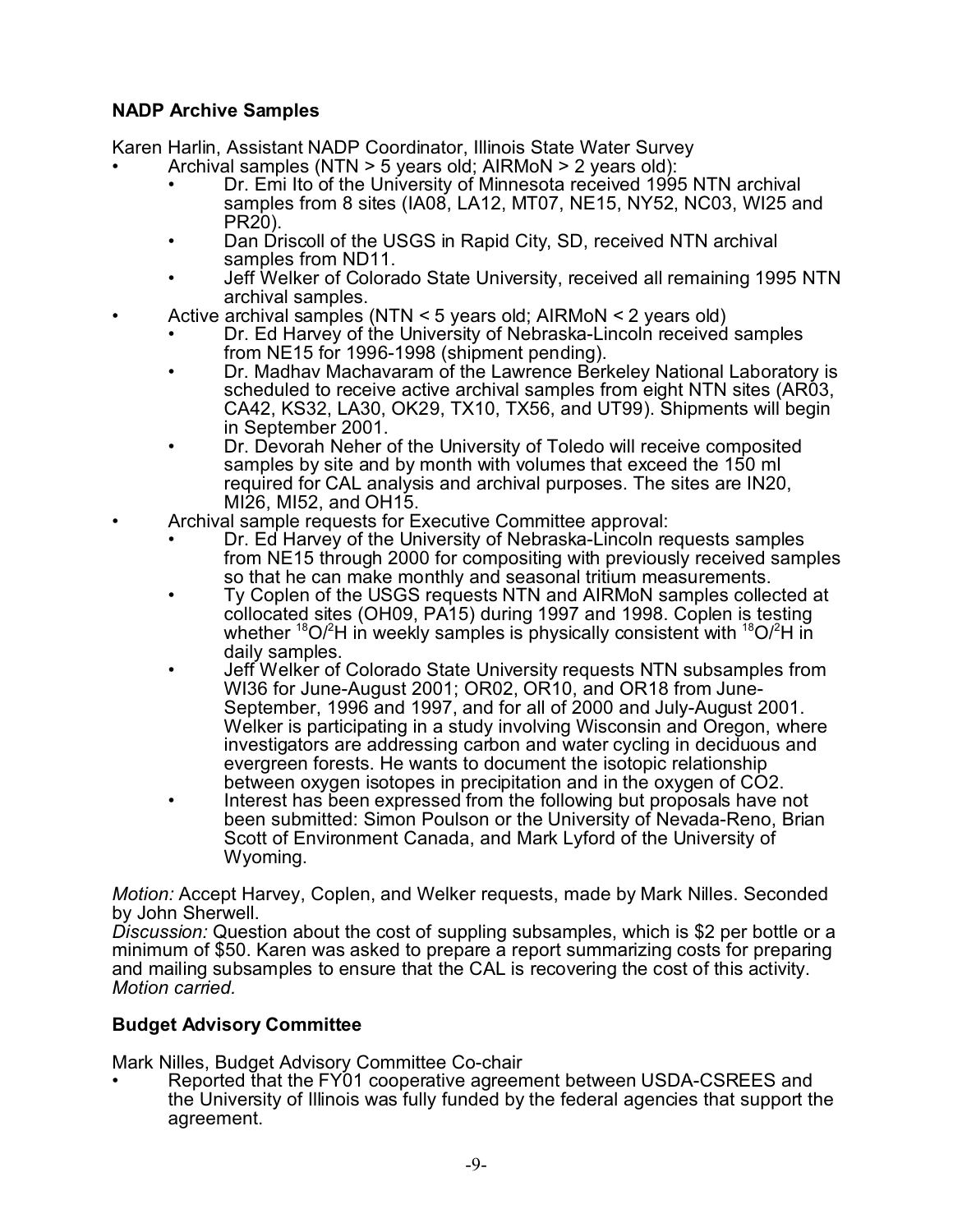### NADP Archive Samples

Karen Harlin, Assistant NADP Coordinator, Illinois State Water Survey

- Archival samples (NTN > 5 years old; AIRMoN > 2 years old):
  - Dr. Emi Ito of the University of Minnesota received 1995 NTN archival samples from 8 sites (IA08, LA12, MT07, NE15, NY52, NC03, WI25 and PR20).
  - Dan Driscoll of the USGS in Rapid City, SD, received NTN archival samples from ND11.
  - Jeff Welker of Colorado State University, received all remaining 1995 NTN archival samples.
- Active archival samples (NTN < 5 years old; AIRMoN < 2 years old)
  - Dr. Ed Harvey of the University of Nebraska-Lincoln received samples from NE15 for 1996-1998 (shipment pending).
  - Dr. Madhav Machavaram of the Lawrence Berkeley National Laboratory is scheduled to receive active archival samples from eight NTN sites (AR03, CA42, KS32, LA30, OK29, TX10, TX56, and UT99). Shipments will begin in September 2001.
  - Dr. Devorah Neher of the University of Toledo will receive composited samples by site and by month with volumes that exceed the 150 ml required for CAL analysis and archival purposes. The sites are IN20, MI26, MI52, and OH15.
- Archival sample requests for Executive Committee approval:
  - Dr. Ed Harvey of the University of Nebraska-Lincoln requests samples from NE15 through 2000 for compositing with previously received samples so that he can make monthly and seasonal tritium measurements.
  - Ty Coplen of the USGS requests NTN and AIRMoN samples collected at collocated sites (OH09, PA15) during 1997 and 1998. Coplen is testing whether $^{18}O/^{2}H$ in weekly samples is physically consistent with $^{18}O/^{2}H$ in daily samples.
  - Jeff Welker of Colorado State University requests NTN subsamples from WI36 for June-August 2001; OR02, OR10, and OR18 from June-September, 1996 and 1997, and for all of 2000 and July-August 2001. Welker is participating in a study involving Wisconsin and Oregon, where investigators are addressing carbon and water cycling in deciduous and evergreen forests. He wants to document the isotopic relationship between oxygen isotopes in precipitation and in the oxygen of $CO_2$.
  - Interest has been expressed from the following but proposals have not been submitted: Simon Poulson or the University of Nevada-Reno, Brian Scott of Environment Canada, and Mark Lyford of the University of Wyoming.

*Motion:* Accept Harvey, Coplen, and Welker requests, made by Mark Nilles. Seconded by John Sherwell.
*Discussion:* Question about the cost of suppling subsamples, which is $2 per bottle or a minimum of $50. Karen was asked to prepare a report summarizing costs for preparing and mailing subsamples to ensure that the CAL is recovering the cost of this activity.
*Motion carried.*

### Budget Advisory Committee

Mark Nilles, Budget Advisory Committee Co-chair

- Reported that the FY01 cooperative agreement between USDA-CSREES and the University of Illinois was fully funded by the federal agencies that support the agreement.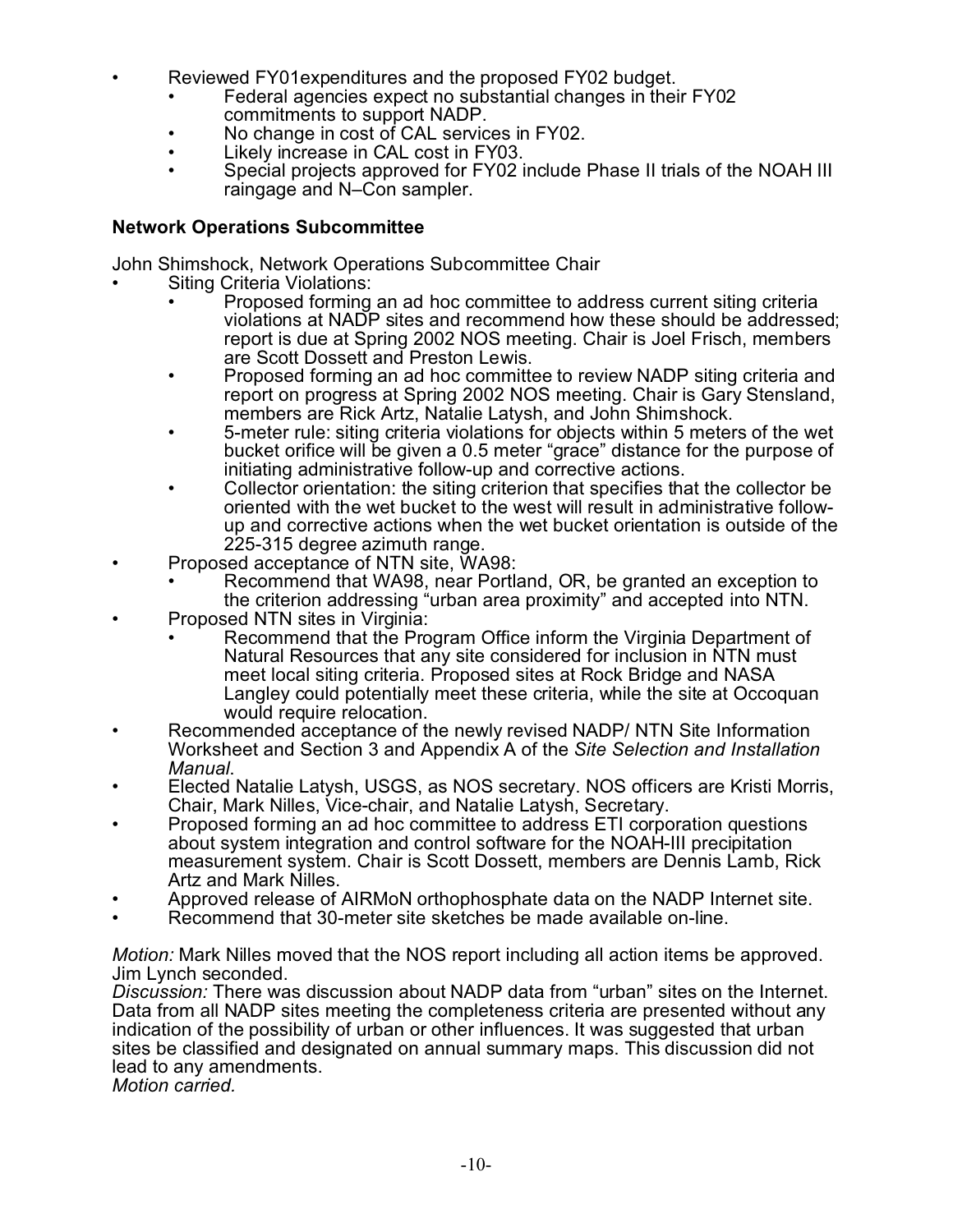- Reviewed FY01expenditures and the proposed FY02 budget.
  - Federal agencies expect no substantial changes in their FY02 commitments to support NADP.
  - No change in cost of CAL services in FY02.
  - Likely increase in CAL cost in FY03.
  - Special projects approved for FY02 include Phase II trials of the NOAH III raingage and N–Con sampler.

**Network Operations Subcommittee**

John Shimshock, Network Operations Subcommittee Chair

- Siting Criteria Violations:
  - Proposed forming an ad hoc committee to address current siting criteria violations at NADP sites and recommend how these should be addressed; report is due at Spring 2002 NOS meeting. Chair is Joel Frisch, members are Scott Dossett and Preston Lewis.
  - Proposed forming an ad hoc committee to review NADP siting criteria and report on progress at Spring 2002 NOS meeting. Chair is Gary Stensland, members are Rick Artz, Natalie Latysh, and John Shimshock.
  - 5-meter rule: siting criteria violations for objects within 5 meters of the wet bucket orifice will be given a 0.5 meter "grace" distance for the purpose of initiating administrative follow-up and corrective actions.
  - Collector orientation: the siting criterion that specifies that the collector be oriented with the wet bucket to the west will result in administrative follow-up and corrective actions when the wet bucket orientation is outside of the 225-315 degree azimuth range.
- Proposed acceptance of NTN site, WA98:
  - Recommend that WA98, near Portland, OR, be granted an exception to the criterion addressing "urban area proximity" and accepted into NTN.
- Proposed NTN sites in Virginia:
  - Recommend that the Program Office inform the Virginia Department of Natural Resources that any site considered for inclusion in NTN must meet local siting criteria. Proposed sites at Rock Bridge and NASA Langley could potentially meet these criteria, while the site at Occoquan would require relocation.
- Recommended acceptance of the newly revised NADP/ NTN Site Information Worksheet and Section 3 and Appendix A of the *Site Selection and Installation Manual*.
- Elected Natalie Latysh, USGS, as NOS secretary. NOS officers are Kristi Morris, Chair, Mark Nilles, Vice-chair, and Natalie Latysh, Secretary.
- Proposed forming an ad hoc committee to address ETI corporation questions about system integration and control software for the NOAH-III precipitation measurement system. Chair is Scott Dossett, members are Dennis Lamb, Rick Artz and Mark Nilles.
- Approved release of AIRMoN orthophosphate data on the NADP Internet site.
- Recommend that 30-meter site sketches be made available on-line.

*Motion:* Mark Nilles moved that the NOS report including all action items be approved. Jim Lynch seconded.
*Discussion:* There was discussion about NADP data from "urban" sites on the Internet. Data from all NADP sites meeting the completeness criteria are presented without any indication of the possibility of urban or other influences. It was suggested that urban sites be classified and designated on annual summary maps. This discussion did not lead to any amendments.
*Motion carried.*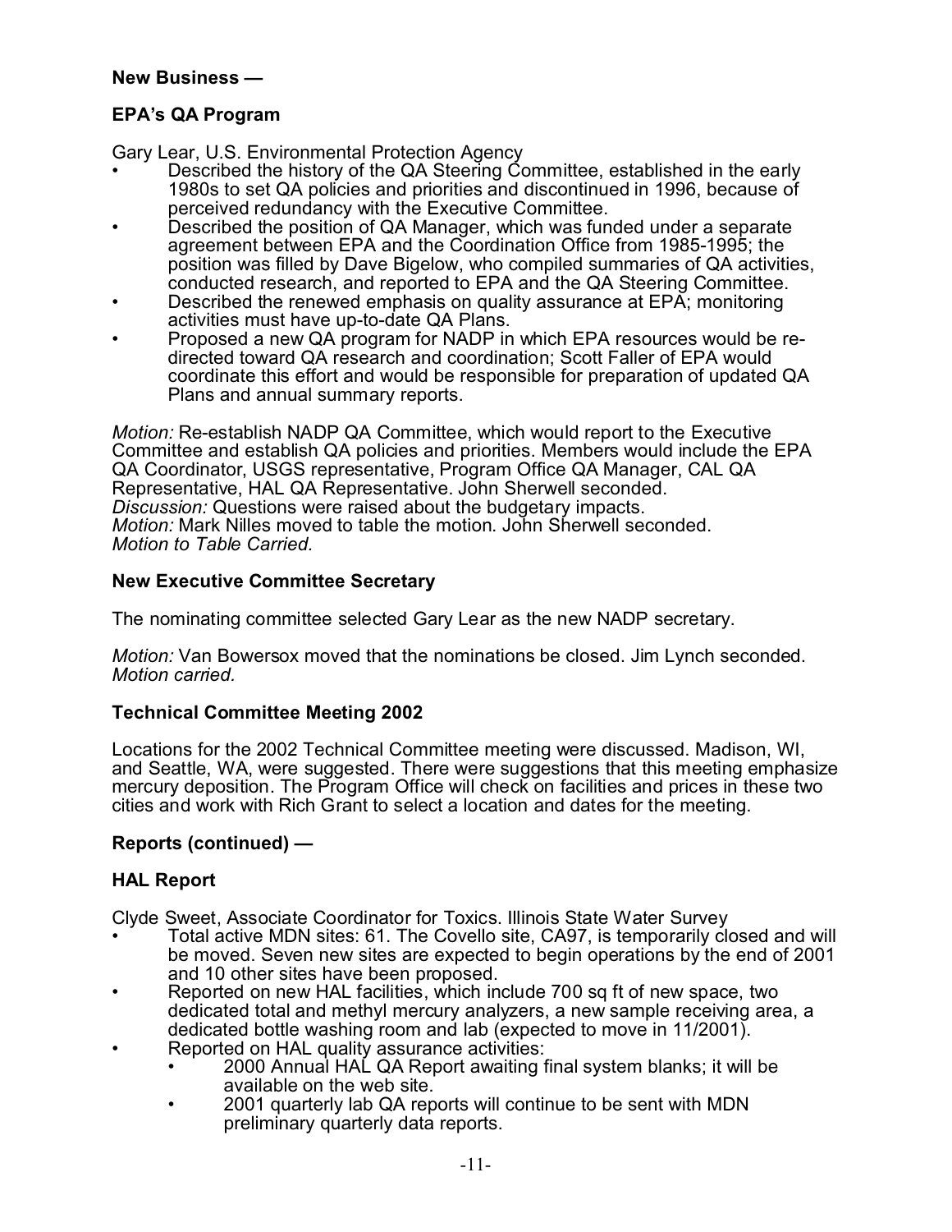**New Business —**

**EPA's QA Program**

Gary Lear, U.S. Environmental Protection Agency

- Described the history of the QA Steering Committee, established in the early 1980s to set QA policies and priorities and discontinued in 1996, because of perceived redundancy with the Executive Committee.
- Described the position of QA Manager, which was funded under a separate agreement between EPA and the Coordination Office from 1985-1995; the position was filled by Dave Bigelow, who compiled summaries of QA activities, conducted research, and reported to EPA and the QA Steering Committee.
- Described the renewed emphasis on quality assurance at EPA; monitoring activities must have up-to-date QA Plans.
- Proposed a new QA program for NADP in which EPA resources would be re-directed toward QA research and coordination; Scott Faller of EPA would coordinate this effort and would be responsible for preparation of updated QA Plans and annual summary reports.

*Motion:* Re-establish NADP QA Committee, which would report to the Executive Committee and establish QA policies and priorities. Members would include the EPA QA Coordinator, USGS representative, Program Office QA Manager, CAL QA Representative, HAL QA Representative. John Sherwell seconded.
*Discussion:* Questions were raised about the budgetary impacts.
*Motion:* Mark Nilles moved to table the motion. John Sherwell seconded.
*Motion to Table Carried.*

**New Executive Committee Secretary**

The nominating committee selected Gary Lear as the new NADP secretary.

*Motion:* Van Bowersox moved that the nominations be closed. Jim Lynch seconded.
*Motion carried.*

**Technical Committee Meeting 2002**

Locations for the 2002 Technical Committee meeting were discussed. Madison, WI, and Seattle, WA, were suggested. There were suggestions that this meeting emphasize mercury deposition. The Program Office will check on facilities and prices in these two cities and work with Rich Grant to select a location and dates for the meeting.

**Reports (continued) —**

**HAL Report**

Clyde Sweet, Associate Coordinator for Toxics. Illinois State Water Survey

- Total active MDN sites: 61. The Covello site, CA97, is temporarily closed and will be moved. Seven new sites are expected to begin operations by the end of 2001 and 10 other sites have been proposed.
- Reported on new HAL facilities, which include 700 sq ft of new space, two dedicated total and methyl mercury analyzers, a new sample receiving area, a dedicated bottle washing room and lab (expected to move in 11/2001).
- Reported on HAL quality assurance activities:
  - 2000 Annual HAL QA Report awaiting final system blanks; it will be available on the web site.
  - 2001 quarterly lab QA reports will continue to be sent with MDN preliminary quarterly data reports.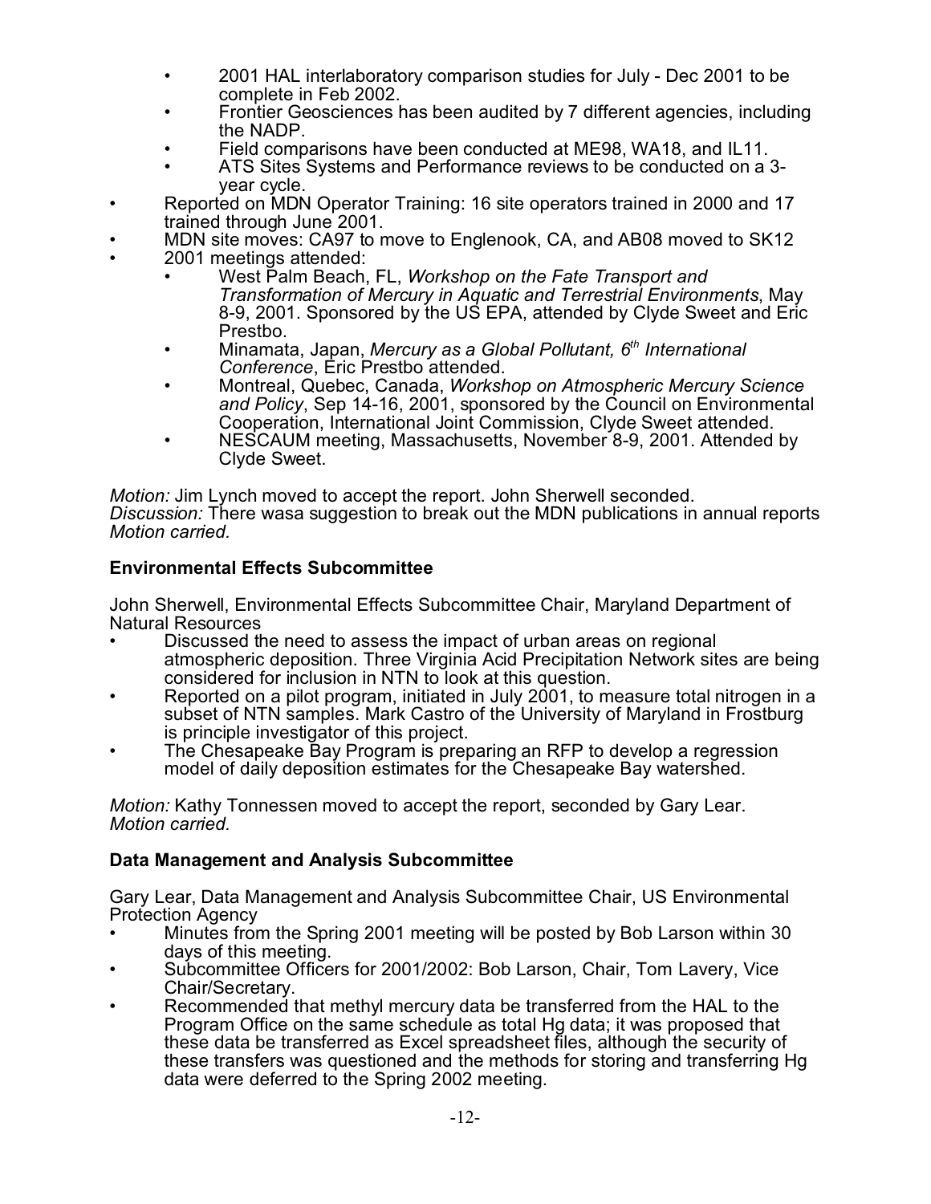- 2001 HAL interlaboratory comparison studies for July - Dec 2001 to be complete in Feb 2002.
    - Frontier Geosciences has been audited by 7 different agencies, including the NADP.
    - Field comparisons have been conducted at ME98, WA18, and IL11.
    - ATS Sites Systems and Performance reviews to be conducted on a 3-year cycle.
- Reported on MDN Operator Training: 16 site operators trained in 2000 and 17 trained through June 2001.
- MDN site moves: CA97 to move to Englenook, CA, and AB08 moved to SK12
- 2001 meetings attended:
    - West Palm Beach, FL, *Workshop on the Fate Transport and Transformation of Mercury in Aquatic and Terrestrial Environments*, May 8-9, 2001. Sponsored by the US EPA, attended by Clyde Sweet and Eric Prestbo.
    - Minamata, Japan, *Mercury as a Global Pollutant, 6th International Conference*, Eric Prestbo attended.
    - Montreal, Quebec, Canada, *Workshop on Atmospheric Mercury Science and Policy*, Sep 14-16, 2001, sponsored by the Council on Environmental Cooperation, International Joint Commission, Clyde Sweet attended.
    - NESCAUM meeting, Massachusetts, November 8-9, 2001. Attended by Clyde Sweet.

*Motion:* Jim Lynch moved to accept the report. John Sherwell seconded.
*Discussion:* There wasa suggestion to break out the MDN publications in annual reports
*Motion carried.*

**Environmental Effects Subcommittee**

John Sherwell, Environmental Effects Subcommittee Chair, Maryland Department of Natural Resources

- Discussed the need to assess the impact of urban areas on regional atmospheric deposition. Three Virginia Acid Precipitation Network sites are being considered for inclusion in NTN to look at this question.
- Reported on a pilot program, initiated in July 2001, to measure total nitrogen in a subset of NTN samples. Mark Castro of the University of Maryland in Frostburg is principle investigator of this project.
- The Chesapeake Bay Program is preparing an RFP to develop a regression model of daily deposition estimates for the Chesapeake Bay watershed.

*Motion:* Kathy Tonnessen moved to accept the report, seconded by Gary Lear.
*Motion carried.*

**Data Management and Analysis Subcommittee**

Gary Lear, Data Management and Analysis Subcommittee Chair, US Environmental Protection Agency

- Minutes from the Spring 2001 meeting will be posted by Bob Larson within 30 days of this meeting.
- Subcommittee Officers for 2001/2002: Bob Larson, Chair, Tom Lavery, Vice Chair/Secretary.
- Recommended that methyl mercury data be transferred from the HAL to the Program Office on the same schedule as total Hg data; it was proposed that these data be transferred as Excel spreadsheet files, although the security of these transfers was questioned and the methods for storing and transferring Hg data were deferred to the Spring 2002 meeting.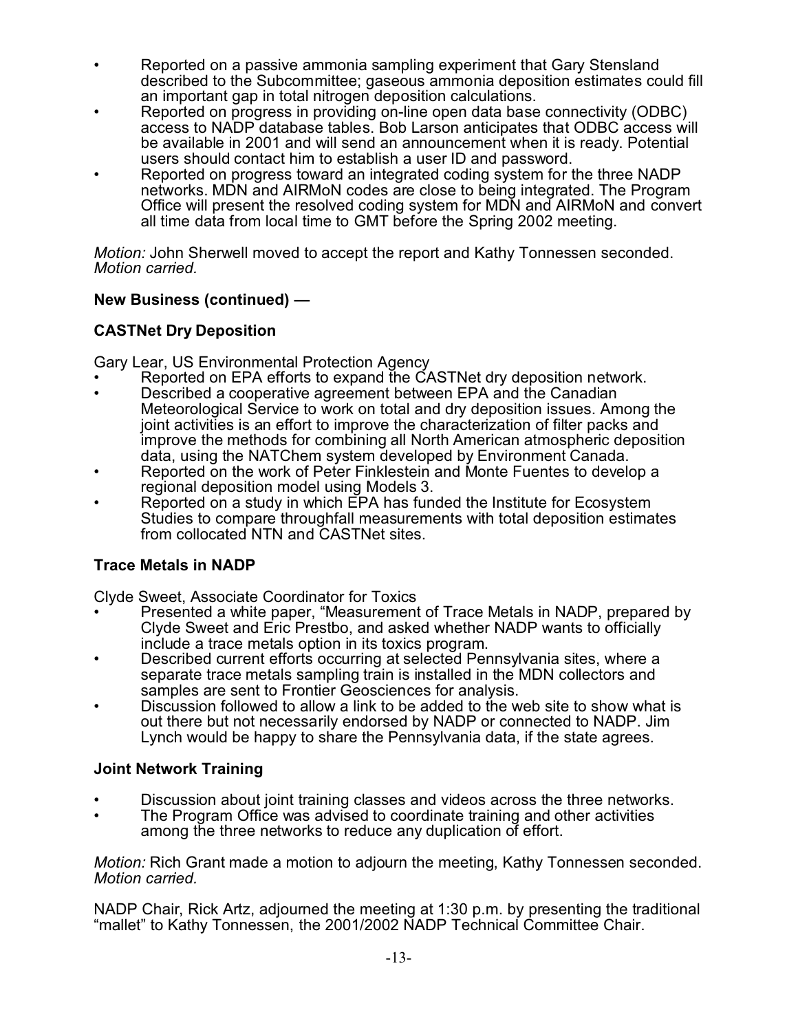- Reported on a passive ammonia sampling experiment that Gary Stensland described to the Subcommittee; gaseous ammonia deposition estimates could fill an important gap in total nitrogen deposition calculations.
- Reported on progress in providing on-line open data base connectivity (ODBC) access to NADP database tables. Bob Larson anticipates that ODBC access will be available in 2001 and will send an announcement when it is ready. Potential users should contact him to establish a user ID and password.
- Reported on progress toward an integrated coding system for the three NADP networks. MDN and AIRMoN codes are close to being integrated. The Program Office will present the resolved coding system for MDN and AIRMoN and convert all time data from local time to GMT before the Spring 2002 meeting.

*Motion:* John Sherwell moved to accept the report and Kathy Tonnessen seconded. *Motion carried.*

**New Business (continued) —**

**CASTNet Dry Deposition**

Gary Lear, US Environmental Protection Agency

- Reported on EPA efforts to expand the CASTNet dry deposition network.
- Described a cooperative agreement between EPA and the Canadian Meteorological Service to work on total and dry deposition issues. Among the joint activities is an effort to improve the characterization of filter packs and improve the methods for combining all North American atmospheric deposition data, using the NATChem system developed by Environment Canada.
- Reported on the work of Peter Finklestein and Monte Fuentes to develop a regional deposition model using Models 3.
- Reported on a study in which EPA has funded the Institute for Ecosystem Studies to compare throughfall measurements with total deposition estimates from collocated NTN and CASTNet sites.

**Trace Metals in NADP**

Clyde Sweet, Associate Coordinator for Toxics

- Presented a white paper, "Measurement of Trace Metals in NADP, prepared by Clyde Sweet and Eric Prestbo, and asked whether NADP wants to officially include a trace metals option in its toxics program.
- Described current efforts occurring at selected Pennsylvania sites, where a separate trace metals sampling train is installed in the MDN collectors and samples are sent to Frontier Geosciences for analysis.
- Discussion followed to allow a link to be added to the web site to show what is out there but not necessarily endorsed by NADP or connected to NADP. Jim Lynch would be happy to share the Pennsylvania data, if the state agrees.

**Joint Network Training**

- Discussion about joint training classes and videos across the three networks.
- The Program Office was advised to coordinate training and other activities among the three networks to reduce any duplication of effort.

*Motion:* Rich Grant made a motion to adjourn the meeting, Kathy Tonnessen seconded. *Motion carried.*

NADP Chair, Rick Artz, adjourned the meeting at 1:30 p.m. by presenting the traditional "mallet" to Kathy Tonnessen, the 2001/2002 NADP Technical Committee Chair.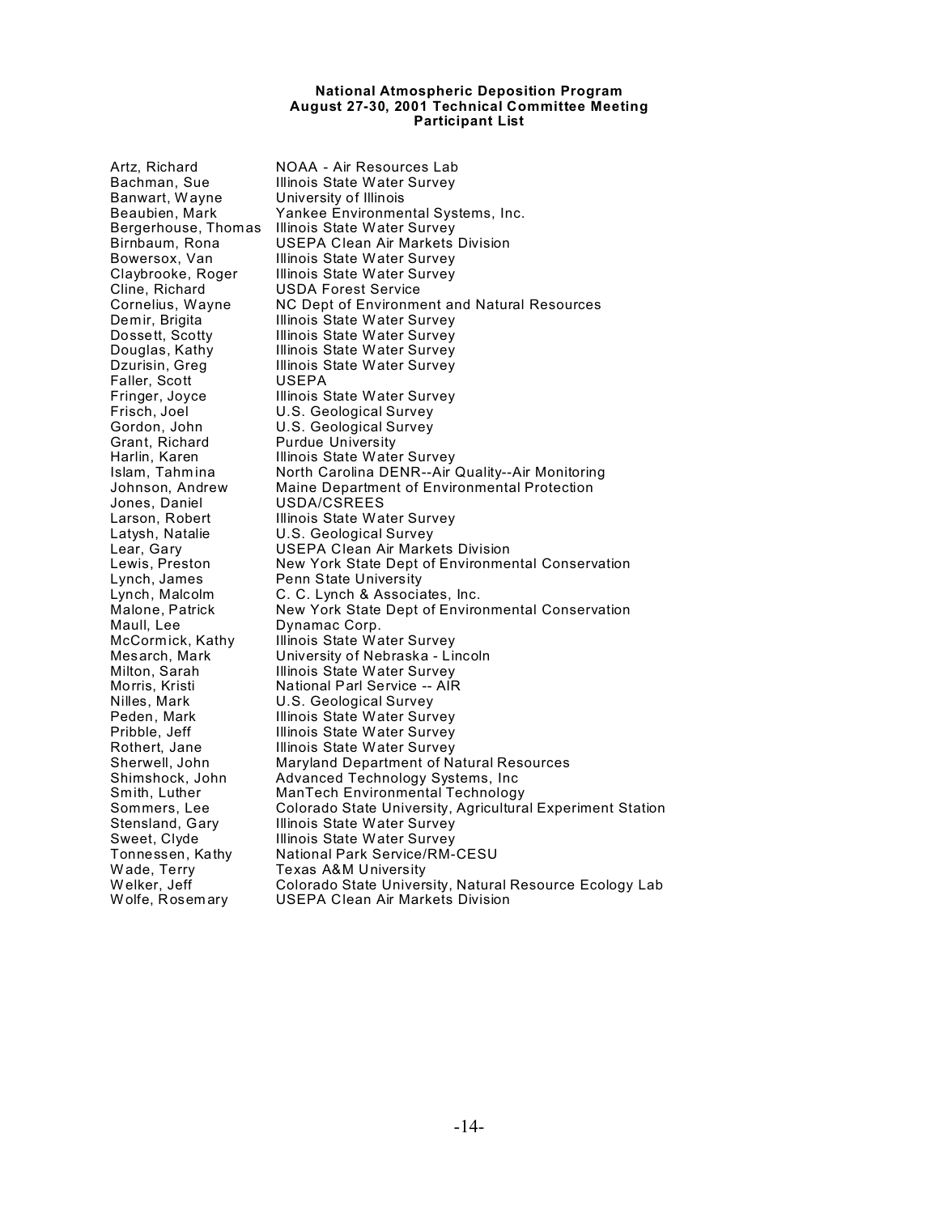**National Atmospheric Deposition Program**
**August 27-30, 2001 Technical Committee Meeting**
**Participant List**

| | |
|---|---|
| Artz, Richard | NOAA - Air Resources Lab |
| Bachman, Sue | Illinois State Water Survey |
| Banwart, Wayne | University of Illinois |
| Beaubien, Mark | Yankee Environmental Systems, Inc. |
| Bergerhouse, Thomas | Illinois State Water Survey |
| Birnbaum, Rona | USEPA Clean Air Markets Division |
| Bowersox, Van | Illinois State Water Survey |
| Claybrooke, Roger | Illinois State Water Survey |
| Cline, Richard | USDA Forest Service |
| Cornelius, Wayne | NC Dept of Environment and Natural Resources |
| Demir, Brigita | Illinois State Water Survey |
| Dossett, Scotty | Illinois State Water Survey |
| Douglas, Kathy | Illinois State Water Survey |
| Dzurisin, Greg | Illinois State Water Survey |
| Faller, Scott | USEPA |
| Fringer, Joyce | Illinois State Water Survey |
| Frisch, Joel | U.S. Geological Survey |
| Gordon, John | U.S. Geological Survey |
| Grant, Richard | Purdue University |
| Harlin, Karen | Illinois State Water Survey |
| Islam, Tahmina | North Carolina DENR--Air Quality--Air Monitoring |
| Johnson, Andrew | Maine Department of Environmental Protection |
| Jones, Daniel | USDA/CSREES |
| Larson, Robert | Illinois State Water Survey |
| Latysh, Natalie | U.S. Geological Survey |
| Lear, Gary | USEPA Clean Air Markets Division |
| Lewis, Preston | New York State Dept of Environmental Conservation |
| Lynch, James | Penn State University |
| Lynch, Malcolm | C. C. Lynch & Associates, Inc. |
| Malone, Patrick | New York State Dept of Environmental Conservation |
| Maull, Lee | Dynamac Corp. |
| McCormick, Kathy | Illinois State Water Survey |
| Mesarch, Mark | University of Nebraska - Lincoln |
| Milton, Sarah | Illinois State Water Survey |
| Morris, Kristi | National Parl Service -- AIR |
| Nilles, Mark | U.S. Geological Survey |
| Peden, Mark | Illinois State Water Survey |
| Pribble, Jeff | Illinois State Water Survey |
| Rothert, Jane | Illinois State Water Survey |
| Sherwell, John | Maryland Department of Natural Resources |
| Shimshock, John | Advanced Technology Systems, Inc |
| Smith, Luther | ManTech Environmental Technology |
| Sommers, Lee | Colorado State University, Agricultural Experiment Station |
| Stensland, Gary | Illinois State Water Survey |
| Sweet, Clyde | Illinois State Water Survey |
| Tonnessen, Kathy | National Park Service/RM-CESU |
| Wade, Terry | Texas A&M University |
| Welker, Jeff | Colorado State University, Natural Resource Ecology Lab |
| Wolfe, Rosemary | USEPA Clean Air Markets Division |